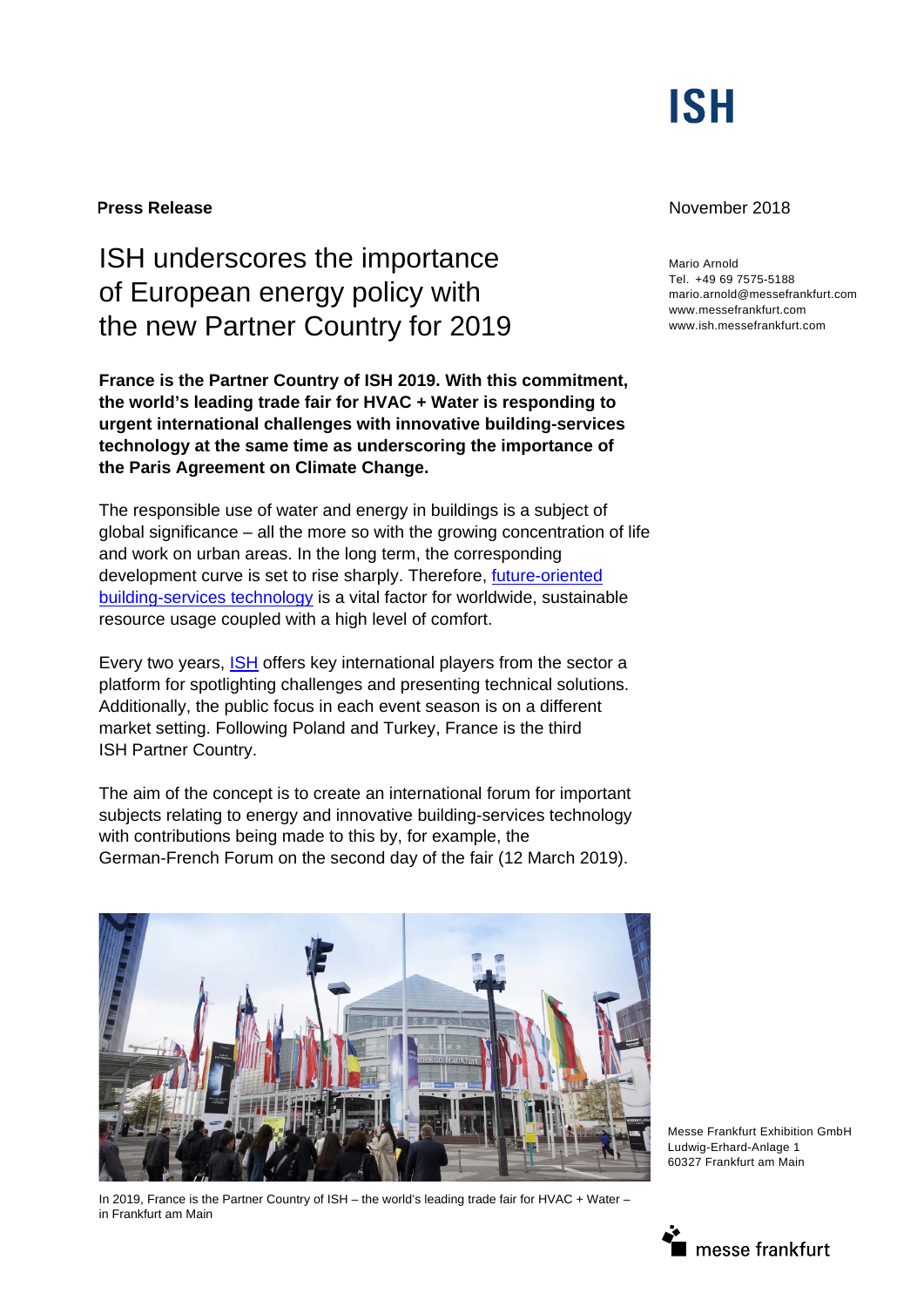ISH

**Press Release**

November 2018

Mario Arnold
Tel. +49 69 7575-5188
mario.arnold@messefrankfurt.com
www.messefrankfurt.com
www.ish.messefrankfurt.com

# ISH underscores the importance of European energy policy with the new Partner Country for 2019

**France is the Partner Country of ISH 2019. With this commitment, the world's leading trade fair for HVAC + Water is responding to urgent international challenges with innovative building-services technology at the same time as underscoring the importance of the Paris Agreement on Climate Change.**

The responsible use of water and energy in buildings is a subject of global significance – all the more so with the growing concentration of life and work on urban areas. In the long term, the corresponding development curve is set to rise sharply. Therefore, future-oriented building-services technology is a vital factor for worldwide, sustainable resource usage coupled with a high level of comfort.

Every two years, ISH offers key international players from the sector a platform for spotlighting challenges and presenting technical solutions. Additionally, the public focus in each event season is on a different market setting. Following Poland and Turkey, France is the third ISH Partner Country.

The aim of the concept is to create an international forum for important subjects relating to energy and innovative building-services technology with contributions being made to this by, for example, the German-French Forum on the second day of the fair (12 March 2019).

In 2019, France is the Partner Country of ISH – the world's leading trade fair for HVAC + Water – in Frankfurt am Main

Messe Frankfurt Exhibition GmbH
Ludwig-Erhard-Anlage 1
60327 Frankfurt am Main

messe frankfurt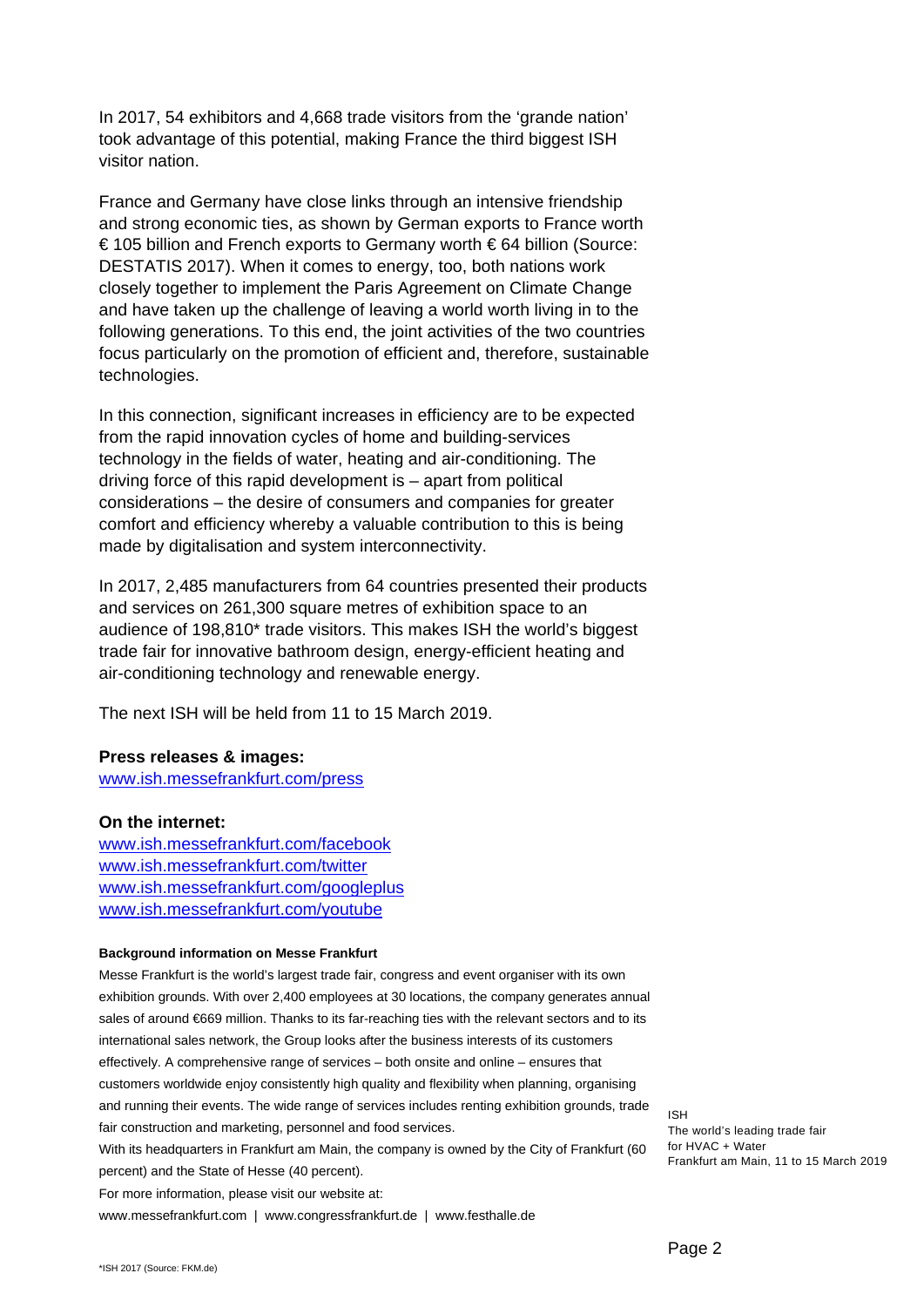In 2017, 54 exhibitors and 4,668 trade visitors from the 'grande nation' took advantage of this potential, making France the third biggest ISH visitor nation.

France and Germany have close links through an intensive friendship and strong economic ties, as shown by German exports to France worth € 105 billion and French exports to Germany worth € 64 billion (Source: DESTATIS 2017). When it comes to energy, too, both nations work closely together to implement the Paris Agreement on Climate Change and have taken up the challenge of leaving a world worth living in to the following generations. To this end, the joint activities of the two countries focus particularly on the promotion of efficient and, therefore, sustainable technologies.

In this connection, significant increases in efficiency are to be expected from the rapid innovation cycles of home and building-services technology in the fields of water, heating and air-conditioning. The driving force of this rapid development is – apart from political considerations – the desire of consumers and companies for greater comfort and efficiency whereby a valuable contribution to this is being made by digitalisation and system interconnectivity.

In 2017, 2,485 manufacturers from 64 countries presented their products and services on 261,300 square metres of exhibition space to an audience of 198,810* trade visitors. This makes ISH the world's biggest trade fair for innovative bathroom design, energy-efficient heating and air-conditioning technology and renewable energy.

The next ISH will be held from 11 to 15 March 2019.

**Press releases & images:**
www.ish.messefrankfurt.com/press

**On the internet:**
www.ish.messefrankfurt.com/facebook
www.ish.messefrankfurt.com/twitter
www.ish.messefrankfurt.com/googleplus
www.ish.messefrankfurt.com/youtube

**Background information on Messe Frankfurt**

Messe Frankfurt is the world's largest trade fair, congress and event organiser with its own exhibition grounds. With over 2,400 employees at 30 locations, the company generates annual sales of around €669 million. Thanks to its far-reaching ties with the relevant sectors and to its international sales network, the Group looks after the business interests of its customers effectively. A comprehensive range of services – both onsite and online – ensures that customers worldwide enjoy consistently high quality and flexibility when planning, organising and running their events. The wide range of services includes renting exhibition grounds, trade fair construction and marketing, personnel and food services.

With its headquarters in Frankfurt am Main, the company is owned by the City of Frankfurt (60 percent) and the State of Hesse (40 percent).

For more information, please visit our website at:
www.messefrankfurt.com | www.congressfrankfurt.de | www.festhalle.de

ISH
The world's leading trade fair
for HVAC + Water
Frankfurt am Main, 11 to 15 March 2019

*ISH 2017 (Source: FKM.de)